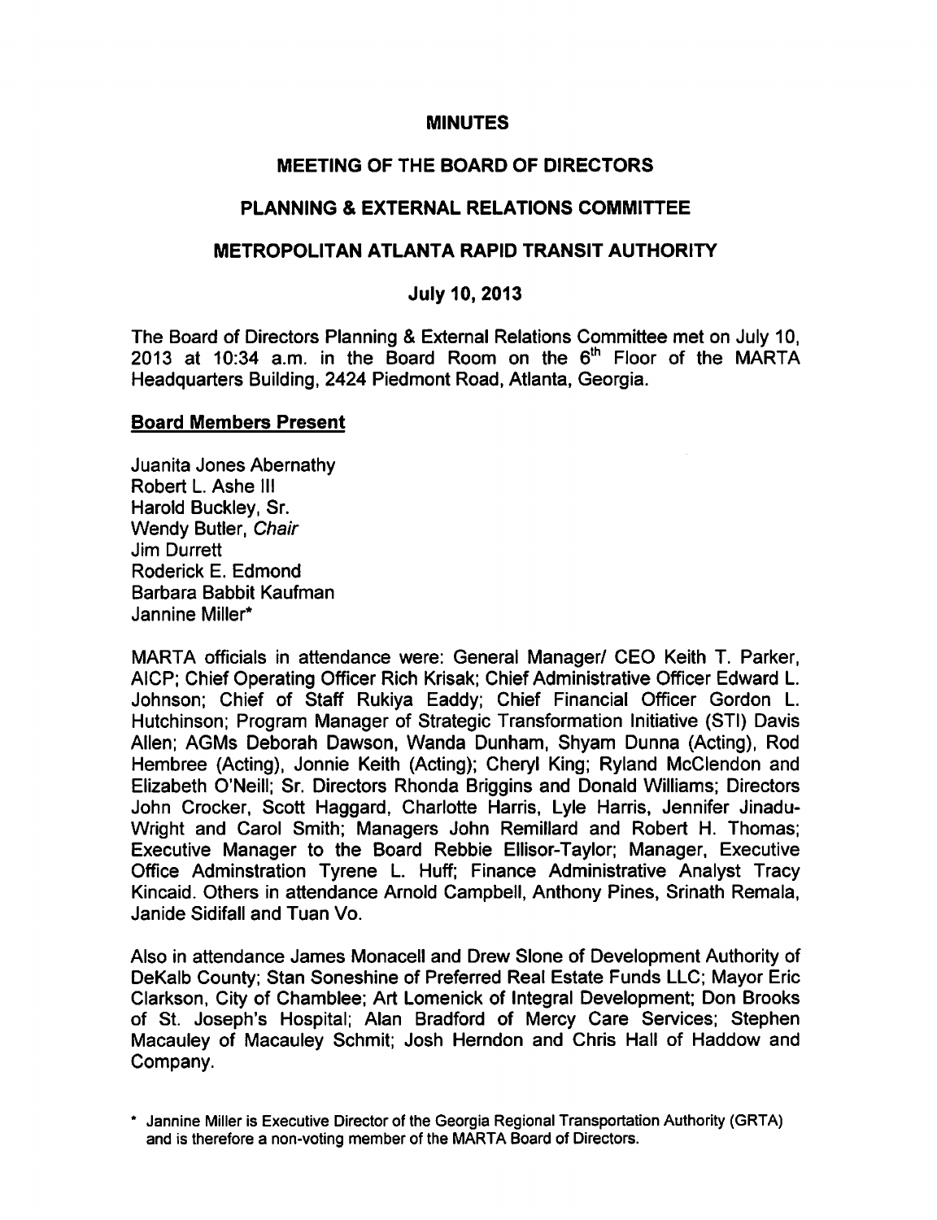# MINUTES

## MEETING OF THE BOARD OF DIRECTORS

## PLANNING & EXTERNAL RELATIONS COMMITTEE

## METROPOLITAN ATLANTA RAPID TRANSIT AUTHORITY

## July 10, 2013

The Board of Directors Planning & External Relations Committee met on July 10, 2013 at 10:34 a.m. in the Board Room on the 6th Floor of the MARTA Headquarters Building, 2424 Piedmont Road, Atlanta, Georgia.

### Board Members Present

Juanita Jones Abernathy
Robert L. Ashe III
Harold Buckley, Sr.
Wendy Butler, *Chair*
Jim Durrett
Roderick E. Edmond
Barbara Babbit Kaufman
Jannine Miller*

MARTA officials in attendance were: General Manager/ CEO Keith T. Parker, AICP; Chief Operating Officer Rich Krisak; Chief Administrative Officer Edward L. Johnson; Chief of Staff Rukiya Eaddy; Chief Financial Officer Gordon L. Hutchinson; Program Manager of Strategic Transformation Initiative (STI) Davis Allen; AGMs Deborah Dawson, Wanda Dunham, Shyam Dunna (Acting), Rod Hembree (Acting), Jonnie Keith (Acting); Cheryl King; Ryland McClendon and Elizabeth O'Neill; Sr. Directors Rhonda Briggins and Donald Williams; Directors John Crocker, Scott Haggard, Charlotte Harris, Lyle Harris, Jennifer Jinadu-Wright and Carol Smith; Managers John Remillard and Robert H. Thomas; Executive Manager to the Board Rebbie Ellisor-Taylor; Manager, Executive Office Adminstration Tyrene L. Huff; Finance Administrative Analyst Tracy Kincaid. Others in attendance Arnold Campbell, Anthony Pines, Srinath Remala, Janide Sidifall and Tuan Vo.

Also in attendance James Monacell and Drew Slone of Development Authority of DeKalb County; Stan Soneshine of Preferred Real Estate Funds LLC; Mayor Eric Clarkson, City of Chamblee; Art Lomenick of Integral Development; Don Brooks of St. Joseph's Hospital; Alan Bradford of Mercy Care Services; Stephen Macauley of Macauley Schmit; Josh Herndon and Chris Hall of Haddow and Company.

\* Jannine Miller is Executive Director of the Georgia Regional Transportation Authority (GRTA) and is therefore a non-voting member of the MARTA Board of Directors.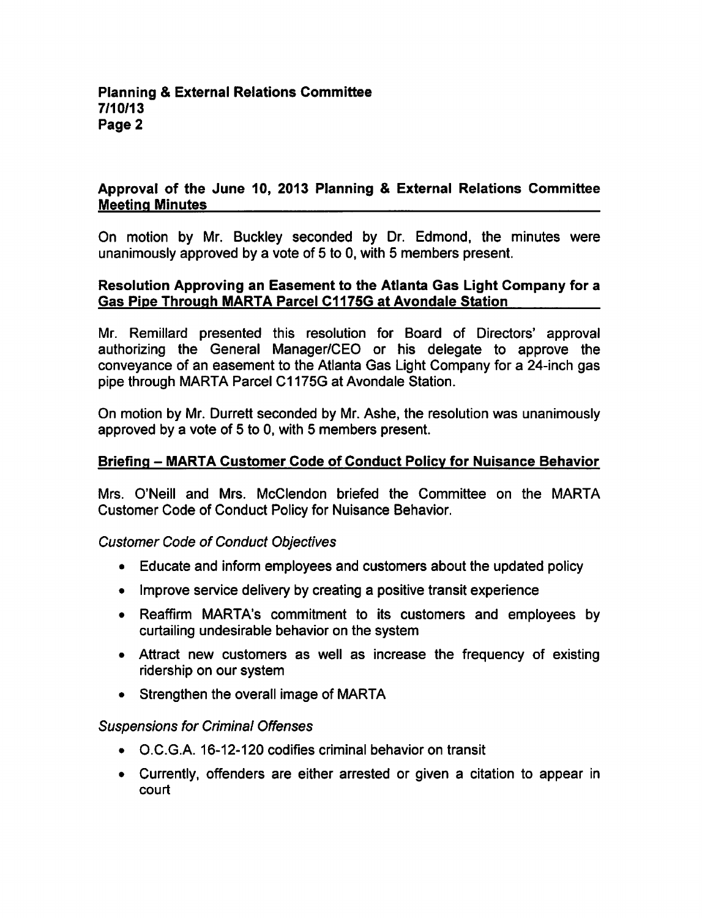## Approval of the June 10, 2013 Planning & External Relations Committee Meeting Minutes

On motion by Mr. Buckley seconded by Dr. Edmond, the minutes were unanimously approved by a vote of 5 to 0, with 5 members present.

## Resolution Approving an Easement to the Atlanta Gas Light Company for a Gas Pipe Through MARTA Parcel C1175G at Avondale Station

Mr. Remillard presented this resolution for Board of Directors' approval authorizing the General Manager/CEO or his delegate to approve the conveyance of an easement to the Atlanta Gas Light Company for a 24-inch gas pipe through MARTA Parcel C1175G at Avondale Station.

On motion by Mr. Durrett seconded by Mr. Ashe, the resolution was unanimously approved by a vote of 5 to 0, with 5 members present.

## Briefing – MARTA Customer Code of Conduct Policy for Nuisance Behavior

Mrs. O'Neill and Mrs. McClendon briefed the Committee on the MARTA Customer Code of Conduct Policy for Nuisance Behavior.

*Customer Code of Conduct Objectives*

- Educate and inform employees and customers about the updated policy
- Improve service delivery by creating a positive transit experience
- Reaffirm MARTA's commitment to its customers and employees by curtailing undesirable behavior on the system
- Attract new customers as well as increase the frequency of existing ridership on our system
- Strengthen the overall image of MARTA

*Suspensions for Criminal Offenses*

- O.C.G.A. 16-12-120 codifies criminal behavior on transit
- Currently, offenders are either arrested or given a citation to appear in court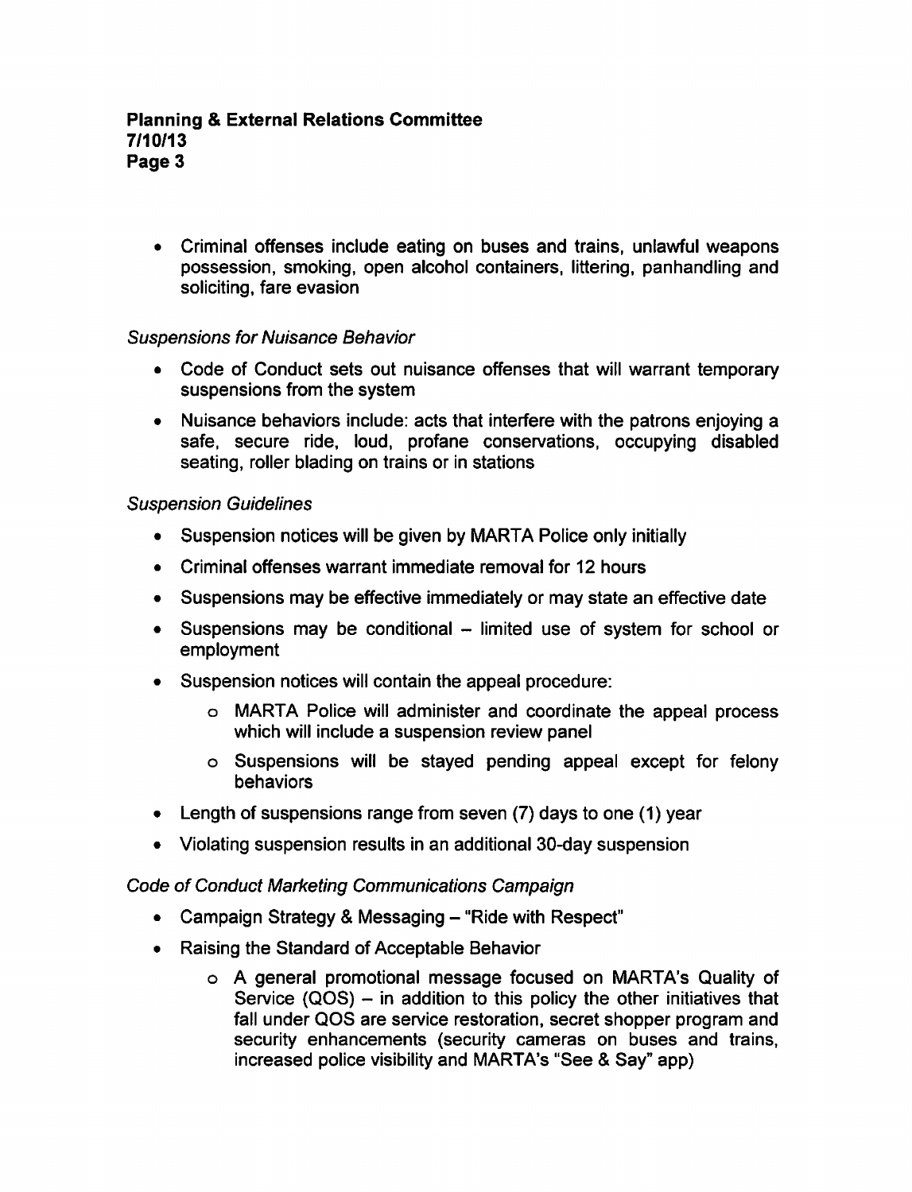- Criminal offenses include eating on buses and trains, unlawful weapons possession, smoking, open alcohol containers, littering, panhandling and soliciting, fare evasion

*Suspensions for Nuisance Behavior*

- Code of Conduct sets out nuisance offenses that will warrant temporary suspensions from the system
- Nuisance behaviors include: acts that interfere with the patrons enjoying a safe, secure ride, loud, profane conservations, occupying disabled seating, roller blading on trains or in stations

*Suspension Guidelines*

- Suspension notices will be given by MARTA Police only initially
- Criminal offenses warrant immediate removal for 12 hours
- Suspensions may be effective immediately or may state an effective date
- Suspensions may be conditional – limited use of system for school or employment
- Suspension notices will contain the appeal procedure:
  - MARTA Police will administer and coordinate the appeal process which will include a suspension review panel
  - Suspensions will be stayed pending appeal except for felony behaviors
- Length of suspensions range from seven (7) days to one (1) year
- Violating suspension results in an additional 30-day suspension

*Code of Conduct Marketing Communications Campaign*

- Campaign Strategy & Messaging – "Ride with Respect"
- Raising the Standard of Acceptable Behavior
  - A general promotional message focused on MARTA's Quality of Service (QOS) – in addition to this policy the other initiatives that fall under QOS are service restoration, secret shopper program and security enhancements (security cameras on buses and trains, increased police visibility and MARTA's "See & Say" app)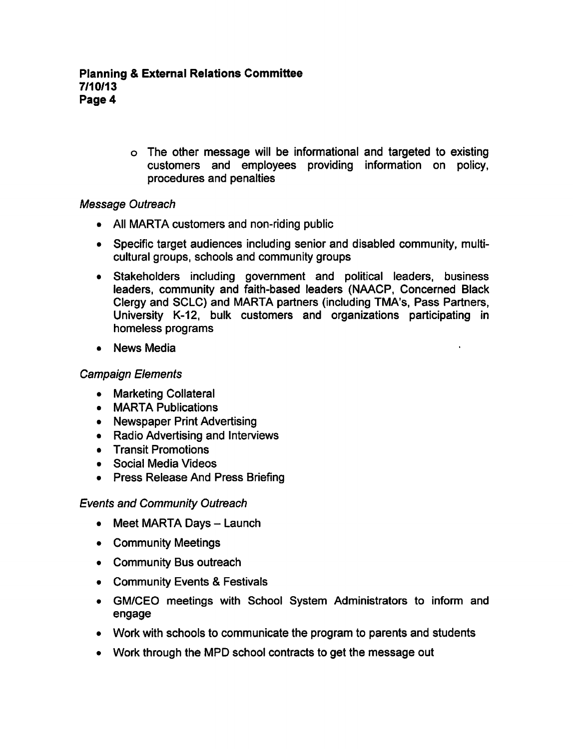- The other message will be informational and targeted to existing customers and employees providing information on policy, procedures and penalties

*Message Outreach*

- All MARTA customers and non-riding public
- Specific target audiences including senior and disabled community, multi-cultural groups, schools and community groups
- Stakeholders including government and political leaders, business leaders, community and faith-based leaders (NAACP, Concerned Black Clergy and SCLC) and MARTA partners (including TMA's, Pass Partners, University K-12, bulk customers and organizations participating in homeless programs
- News Media

*Campaign Elements*

- Marketing Collateral
- MARTA Publications
- Newspaper Print Advertising
- Radio Advertising and Interviews
- Transit Promotions
- Social Media Videos
- Press Release And Press Briefing

*Events and Community Outreach*

- Meet MARTA Days – Launch
- Community Meetings
- Community Bus outreach
- Community Events & Festivals
- GM/CEO meetings with School System Administrators to inform and engage
- Work with schools to communicate the program to parents and students
- Work through the MPD school contracts to get the message out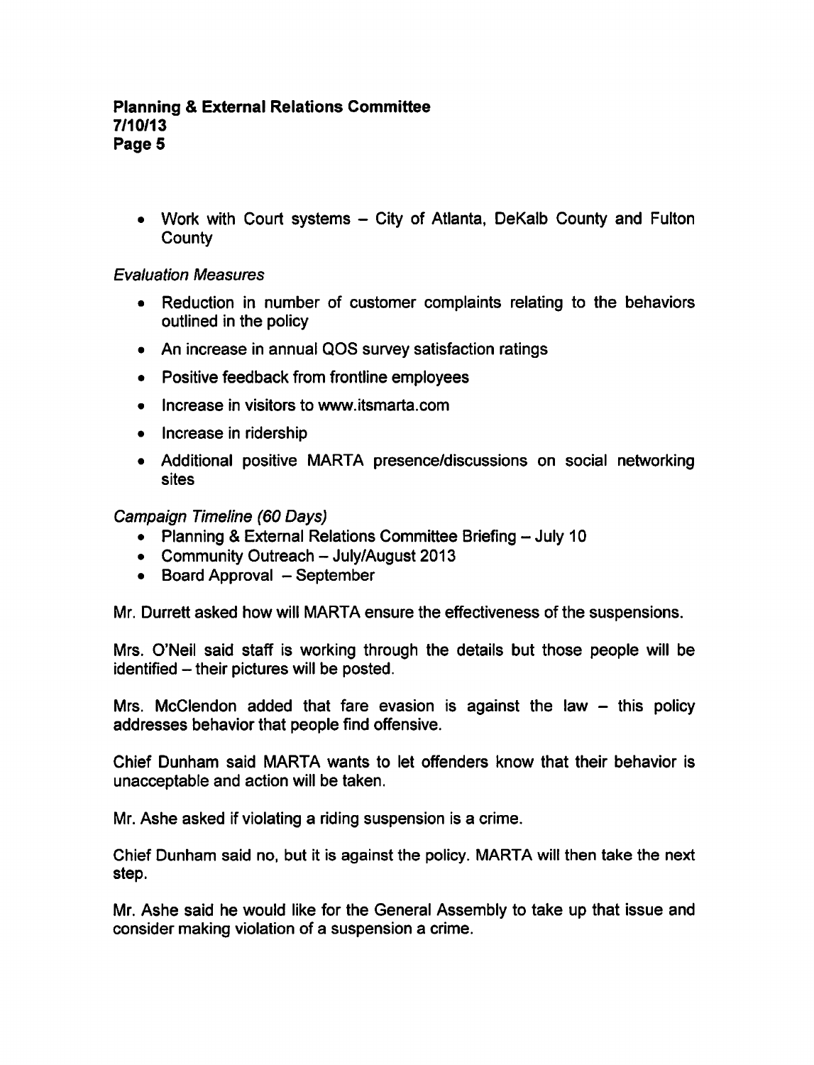- Work with Court systems – City of Atlanta, DeKalb County and Fulton County

*Evaluation Measures*

- Reduction in number of customer complaints relating to the behaviors outlined in the policy
- An increase in annual QOS survey satisfaction ratings
- Positive feedback from frontline employees
- Increase in visitors to www.itsmarta.com
- Increase in ridership
- Additional positive MARTA presence/discussions on social networking sites

*Campaign Timeline (60 Days)*

- Planning & External Relations Committee Briefing – July 10
- Community Outreach – July/August 2013
- Board Approval – September

Mr. Durrett asked how will MARTA ensure the effectiveness of the suspensions.

Mrs. O'Neil said staff is working through the details but those people will be identified – their pictures will be posted.

Mrs. McClendon added that fare evasion is against the law – this policy addresses behavior that people find offensive.

Chief Dunham said MARTA wants to let offenders know that their behavior is unacceptable and action will be taken.

Mr. Ashe asked if violating a riding suspension is a crime.

Chief Dunham said no, but it is against the policy. MARTA will then take the next step.

Mr. Ashe said he would like for the General Assembly to take up that issue and consider making violation of a suspension a crime.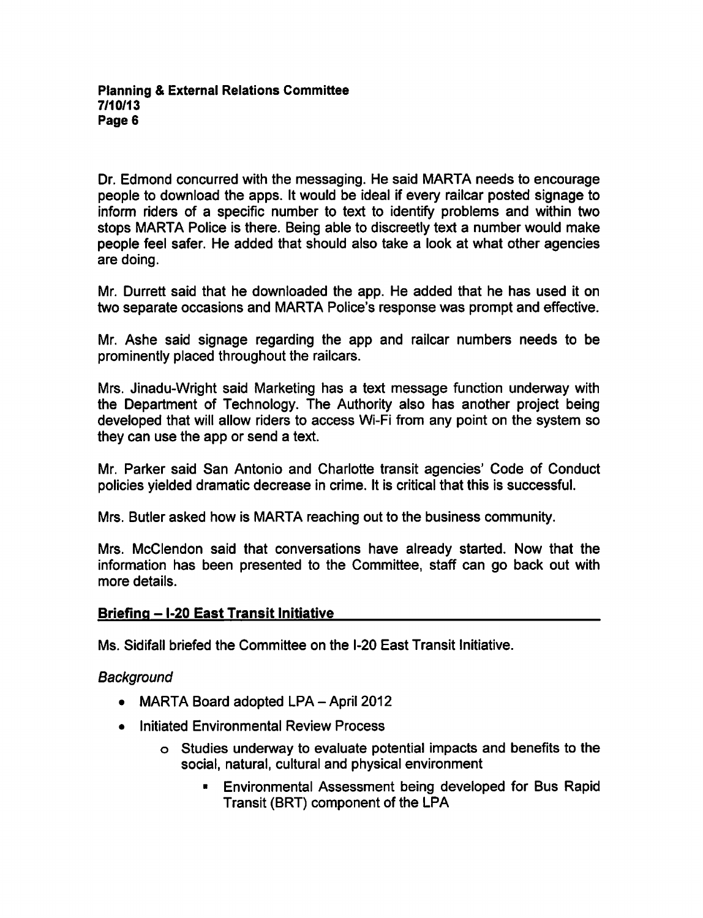Dr. Edmond concurred with the messaging. He said MARTA needs to encourage people to download the apps. It would be ideal if every railcar posted signage to inform riders of a specific number to text to identify problems and within two stops MARTA Police is there. Being able to discreetly text a number would make people feel safer. He added that should also take a look at what other agencies are doing.

Mr. Durrett said that he downloaded the app. He added that he has used it on two separate occasions and MARTA Police's response was prompt and effective.

Mr. Ashe said signage regarding the app and railcar numbers needs to be prominently placed throughout the railcars.

Mrs. Jinadu-Wright said Marketing has a text message function underway with the Department of Technology. The Authority also has another project being developed that will allow riders to access Wi-Fi from any point on the system so they can use the app or send a text.

Mr. Parker said San Antonio and Charlotte transit agencies' Code of Conduct policies yielded dramatic decrease in crime. It is critical that this is successful.

Mrs. Butler asked how is MARTA reaching out to the business community.

Mrs. McClendon said that conversations have already started. Now that the information has been presented to the Committee, staff can go back out with more details.

**Briefing – I-20 East Transit Initiative**

Ms. Sidifall briefed the Committee on the I-20 East Transit Initiative.

*Background*

- MARTA Board adopted LPA – April 2012
- Initiated Environmental Review Process
    - Studies underway to evaluate potential impacts and benefits to the social, natural, cultural and physical environment
        - Environmental Assessment being developed for Bus Rapid Transit (BRT) component of the LPA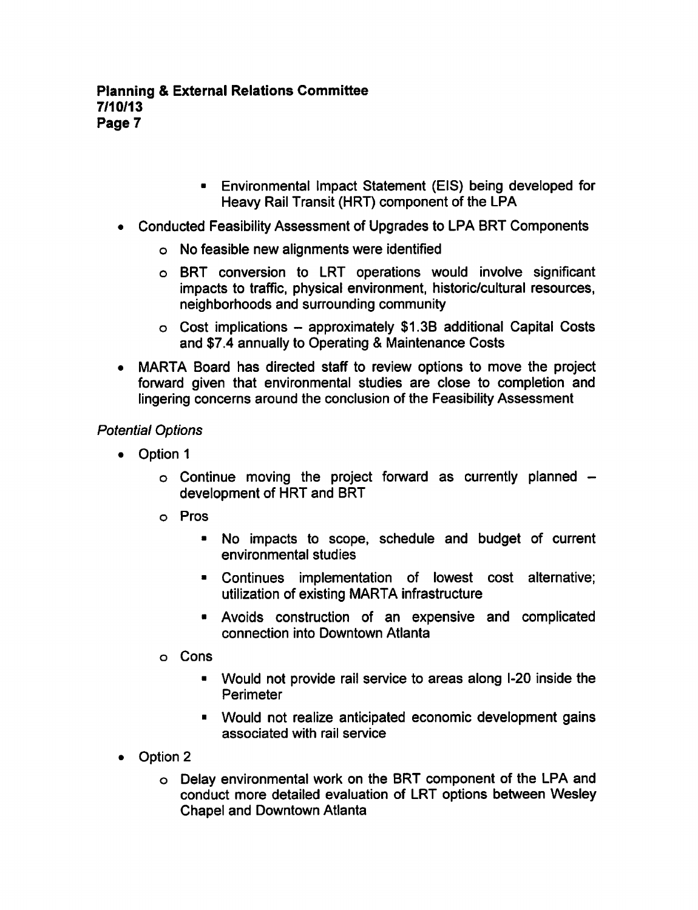- Environmental Impact Statement (EIS) being developed for Heavy Rail Transit (HRT) component of the LPA

- Conducted Feasibility Assessment of Upgrades to LPA BRT Components
  - No feasible new alignments were identified
  - BRT conversion to LRT operations would involve significant impacts to traffic, physical environment, historic/cultural resources, neighborhoods and surrounding community
  - Cost implications – approximately $1.3B additional Capital Costs and $7.4 annually to Operating & Maintenance Costs
- MARTA Board has directed staff to review options to move the project forward given that environmental studies are close to completion and lingering concerns around the conclusion of the Feasibility Assessment

*Potential Options*

- Option 1
  - Continue moving the project forward as currently planned – development of HRT and BRT
  - Pros
    - No impacts to scope, schedule and budget of current environmental studies
    - Continues implementation of lowest cost alternative; utilization of existing MARTA infrastructure
    - Avoids construction of an expensive and complicated connection into Downtown Atlanta
  - Cons
    - Would not provide rail service to areas along I-20 inside the Perimeter
    - Would not realize anticipated economic development gains associated with rail service
- Option 2
  - Delay environmental work on the BRT component of the LPA and conduct more detailed evaluation of LRT options between Wesley Chapel and Downtown Atlanta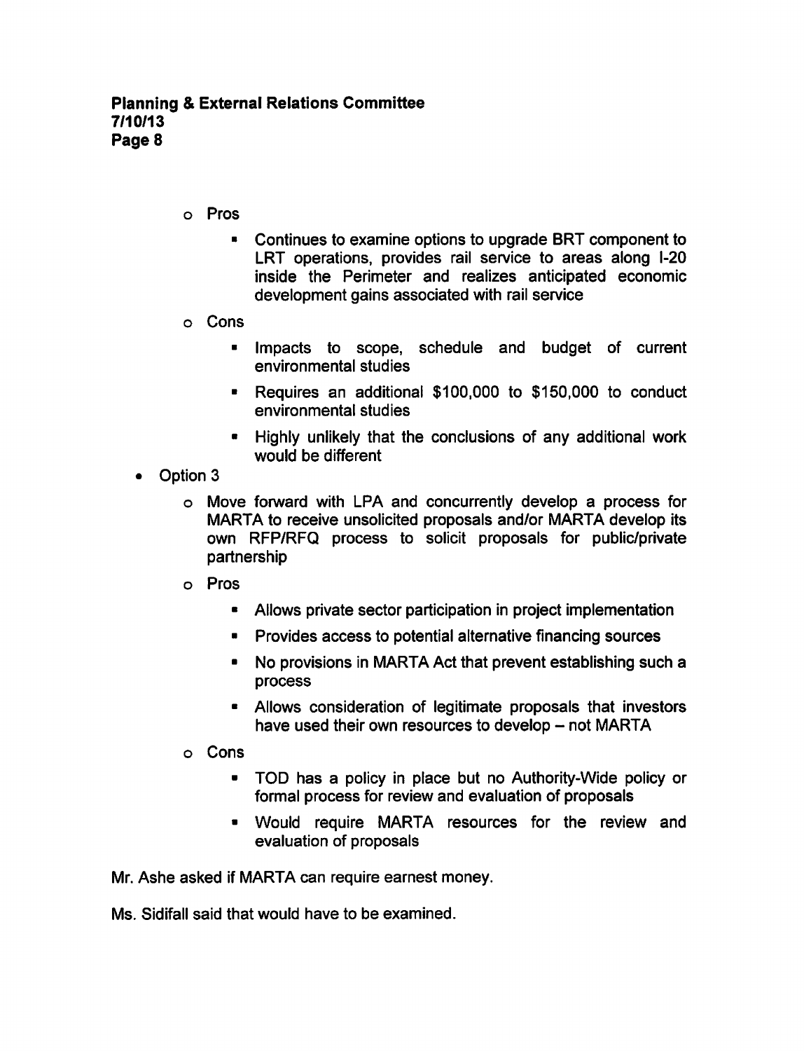- Pros
  - Continues to examine options to upgrade BRT component to LRT operations, provides rail service to areas along I-20 inside the Perimeter and realizes anticipated economic development gains associated with rail service
- Cons
  - Impacts to scope, schedule and budget of current environmental studies
  - Requires an additional $100,000 to $150,000 to conduct environmental studies
  - Highly unlikely that the conclusions of any additional work would be different

- Option 3
  - Move forward with LPA and concurrently develop a process for MARTA to receive unsolicited proposals and/or MARTA develop its own RFP/RFQ process to solicit proposals for public/private partnership
  - Pros
    - Allows private sector participation in project implementation
    - Provides access to potential alternative financing sources
    - No provisions in MARTA Act that prevent establishing such a process
    - Allows consideration of legitimate proposals that investors have used their own resources to develop – not MARTA
  - Cons
    - TOD has a policy in place but no Authority-Wide policy or formal process for review and evaluation of proposals
    - Would require MARTA resources for the review and evaluation of proposals

Mr. Ashe asked if MARTA can require earnest money.

Ms. Sidifall said that would have to be examined.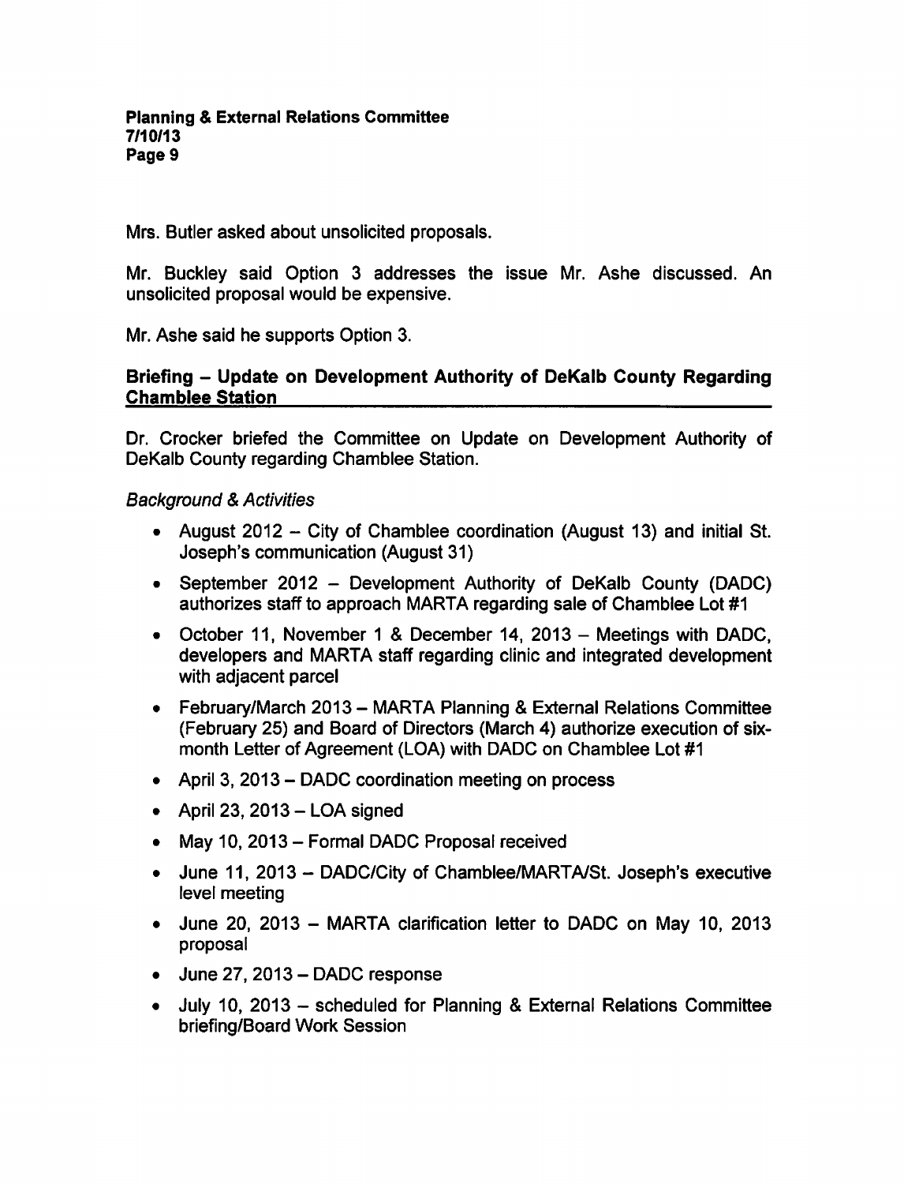Mrs. Butler asked about unsolicited proposals.

Mr. Buckley said Option 3 addresses the issue Mr. Ashe discussed. An unsolicited proposal would be expensive.

Mr. Ashe said he supports Option 3.

**Briefing – Update on Development Authority of DeKalb County Regarding Chamblee Station**

Dr. Crocker briefed the Committee on Update on Development Authority of DeKalb County regarding Chamblee Station.

*Background & Activities*

- August 2012 – City of Chamblee coordination (August 13) and initial St. Joseph's communication (August 31)
- September 2012 – Development Authority of DeKalb County (DADC) authorizes staff to approach MARTA regarding sale of Chamblee Lot #1
- October 11, November 1 & December 14, 2013 – Meetings with DADC, developers and MARTA staff regarding clinic and integrated development with adjacent parcel
- February/March 2013 – MARTA Planning & External Relations Committee (February 25) and Board of Directors (March 4) authorize execution of six-month Letter of Agreement (LOA) with DADC on Chamblee Lot #1
- April 3, 2013 – DADC coordination meeting on process
- April 23, 2013 – LOA signed
- May 10, 2013 – Formal DADC Proposal received
- June 11, 2013 – DADC/City of Chamblee/MARTA/St. Joseph's executive level meeting
- June 20, 2013 – MARTA clarification letter to DADC on May 10, 2013 proposal
- June 27, 2013 – DADC response
- July 10, 2013 – scheduled for Planning & External Relations Committee briefing/Board Work Session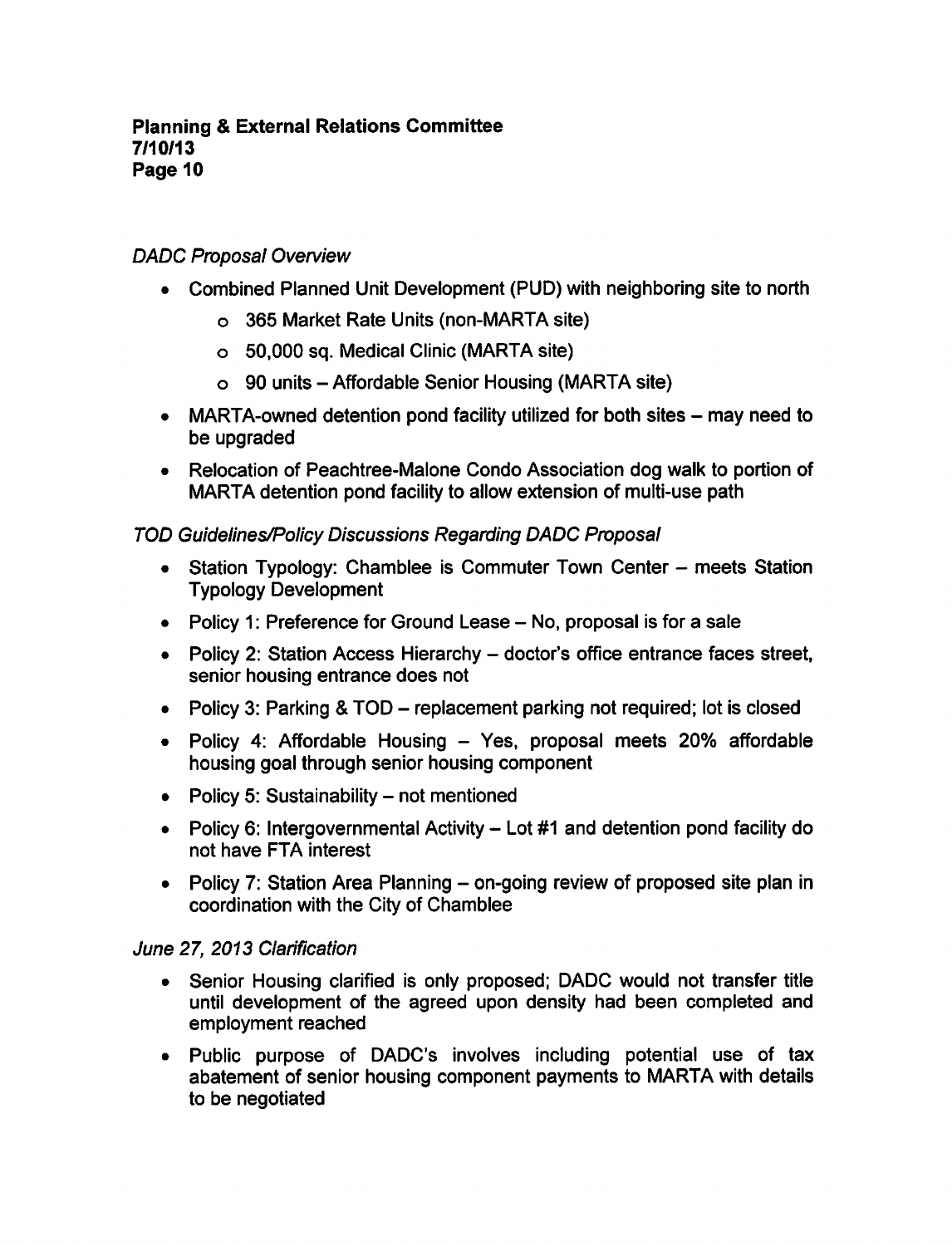*DADC Proposal Overview*

- Combined Planned Unit Development (PUD) with neighboring site to north
    - 365 Market Rate Units (non-MARTA site)
    - 50,000 sq. Medical Clinic (MARTA site)
    - 90 units – Affordable Senior Housing (MARTA site)
- MARTA-owned detention pond facility utilized for both sites – may need to be upgraded
- Relocation of Peachtree-Malone Condo Association dog walk to portion of MARTA detention pond facility to allow extension of multi-use path

*TOD Guidelines/Policy Discussions Regarding DADC Proposal*

- Station Typology: Chamblee is Commuter Town Center – meets Station Typology Development
- Policy 1: Preference for Ground Lease – No, proposal is for a sale
- Policy 2: Station Access Hierarchy – doctor's office entrance faces street, senior housing entrance does not
- Policy 3: Parking & TOD – replacement parking not required; lot is closed
- Policy 4: Affordable Housing – Yes, proposal meets 20% affordable housing goal through senior housing component
- Policy 5: Sustainability – not mentioned
- Policy 6: Intergovernmental Activity – Lot #1 and detention pond facility do not have FTA interest
- Policy 7: Station Area Planning – on-going review of proposed site plan in coordination with the City of Chamblee

*June 27, 2013 Clarification*

- Senior Housing clarified is only proposed; DADC would not transfer title until development of the agreed upon density had been completed and employment reached
- Public purpose of DADC's involves including potential use of tax abatement of senior housing component payments to MARTA with details to be negotiated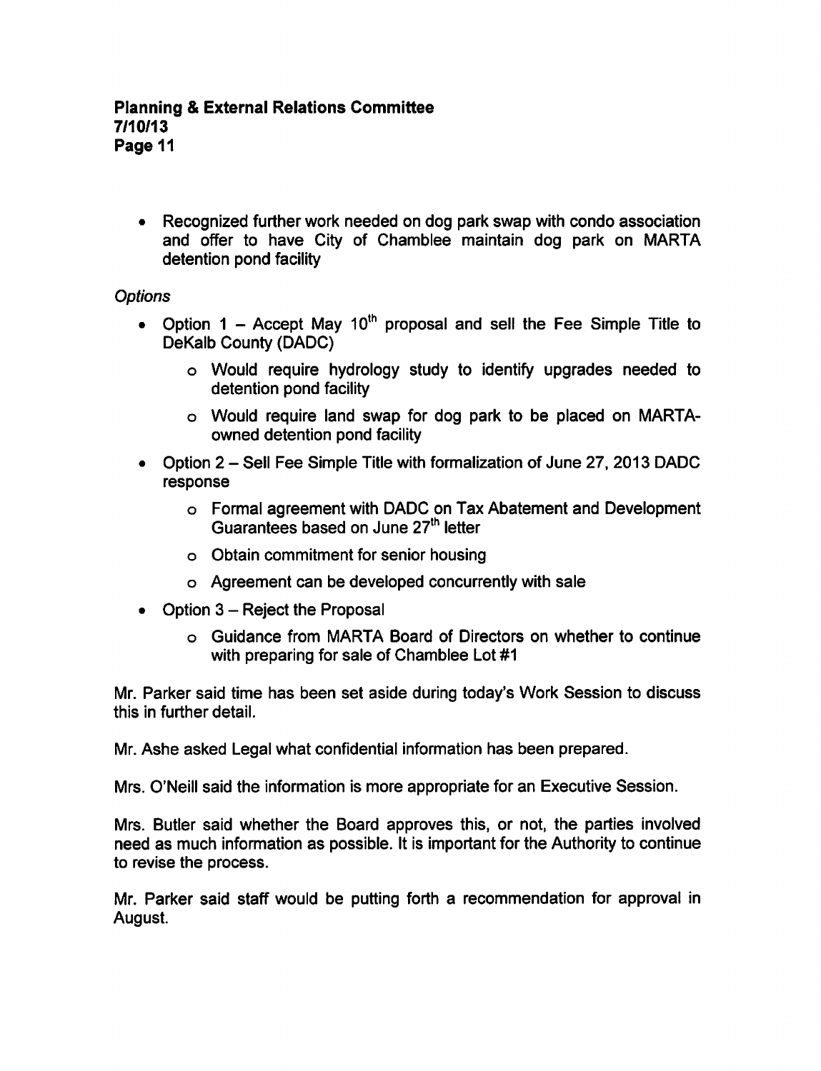- Recognized further work needed on dog park swap with condo association and offer to have City of Chamblee maintain dog park on MARTA detention pond facility

*Options*

- Option 1 – Accept May 10th proposal and sell the Fee Simple Title to DeKalb County (DADC)
    - Would require hydrology study to identify upgrades needed to detention pond facility
    - Would require land swap for dog park to be placed on MARTA-owned detention pond facility
- Option 2 – Sell Fee Simple Title with formalization of June 27, 2013 DADC response
    - Formal agreement with DADC on Tax Abatement and Development Guarantees based on June 27th letter
    - Obtain commitment for senior housing
    - Agreement can be developed concurrently with sale
- Option 3 – Reject the Proposal
    - Guidance from MARTA Board of Directors on whether to continue with preparing for sale of Chamblee Lot #1

Mr. Parker said time has been set aside during today's Work Session to discuss this in further detail.

Mr. Ashe asked Legal what confidential information has been prepared.

Mrs. O'Neill said the information is more appropriate for an Executive Session.

Mrs. Butler said whether the Board approves this, or not, the parties involved need as much information as possible. It is important for the Authority to continue to revise the process.

Mr. Parker said staff would be putting forth a recommendation for approval in August.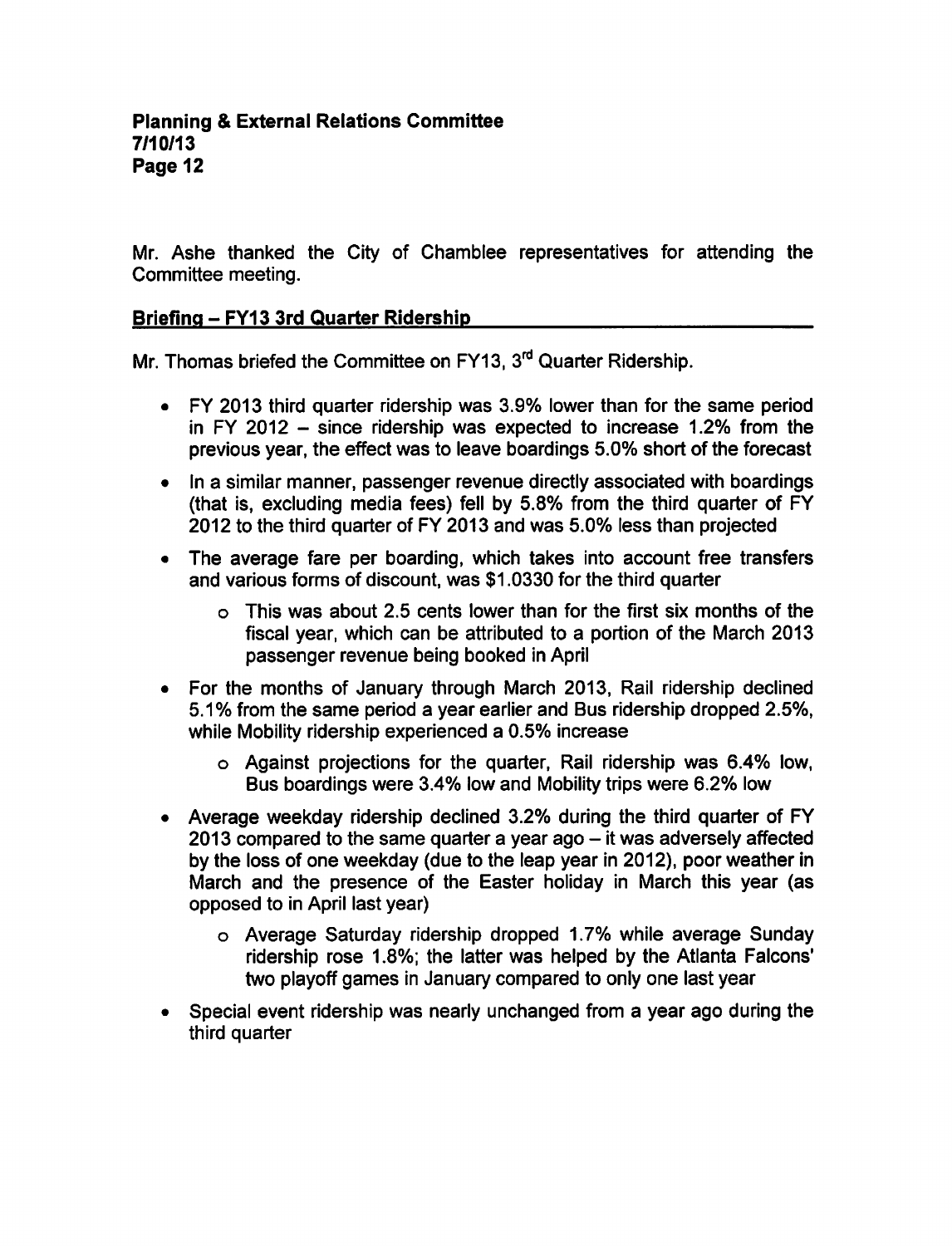Mr. Ashe thanked the City of Chamblee representatives for attending the Committee meeting.

## Briefing – FY13 3rd Quarter Ridership

Mr. Thomas briefed the Committee on FY13, 3rd Quarter Ridership.

- FY 2013 third quarter ridership was 3.9% lower than for the same period in FY 2012 – since ridership was expected to increase 1.2% from the previous year, the effect was to leave boardings 5.0% short of the forecast
- In a similar manner, passenger revenue directly associated with boardings (that is, excluding media fees) fell by 5.8% from the third quarter of FY 2012 to the third quarter of FY 2013 and was 5.0% less than projected
- The average fare per boarding, which takes into account free transfers and various forms of discount, was $1.0330 for the third quarter
  - This was about 2.5 cents lower than for the first six months of the fiscal year, which can be attributed to a portion of the March 2013 passenger revenue being booked in April
- For the months of January through March 2013, Rail ridership declined 5.1% from the same period a year earlier and Bus ridership dropped 2.5%, while Mobility ridership experienced a 0.5% increase
  - Against projections for the quarter, Rail ridership was 6.4% low, Bus boardings were 3.4% low and Mobility trips were 6.2% low
- Average weekday ridership declined 3.2% during the third quarter of FY 2013 compared to the same quarter a year ago – it was adversely affected by the loss of one weekday (due to the leap year in 2012), poor weather in March and the presence of the Easter holiday in March this year (as opposed to in April last year)
  - Average Saturday ridership dropped 1.7% while average Sunday ridership rose 1.8%; the latter was helped by the Atlanta Falcons' two playoff games in January compared to only one last year
- Special event ridership was nearly unchanged from a year ago during the third quarter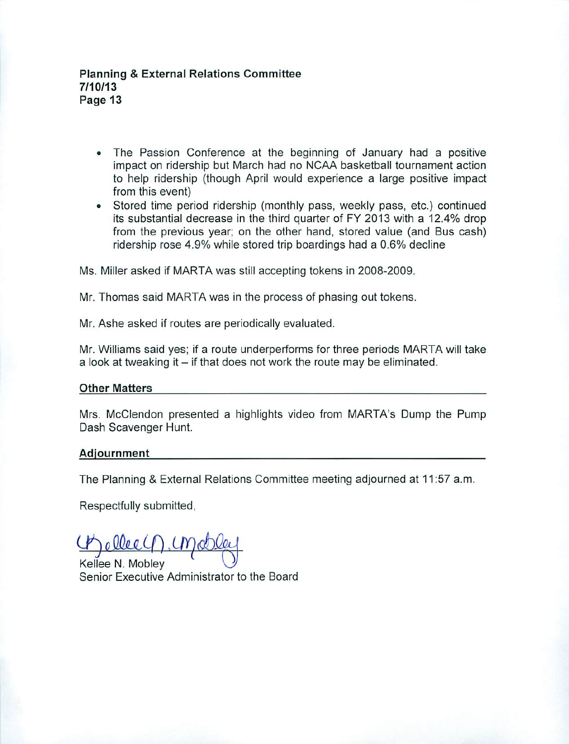- The Passion Conference at the beginning of January had a positive impact on ridership but March had no NCAA basketball tournament action to help ridership (though April would experience a large positive impact from this event)
- Stored time period ridership (monthly pass, weekly pass, etc.) continued its substantial decrease in the third quarter of FY 2013 with a 12.4% drop from the previous year; on the other hand, stored value (and Bus cash) ridership rose 4.9% while stored trip boardings had a 0.6% decline

Ms. Miller asked if MARTA was still accepting tokens in 2008-2009.

Mr. Thomas said MARTA was in the process of phasing out tokens.

Mr. Ashe asked if routes are periodically evaluated.

Mr. Williams said yes; if a route underperforms for three periods MARTA will take a look at tweaking it – if that does not work the route may be eliminated.

## Other Matters

Mrs. McClendon presented a highlights video from MARTA's Dump the Pump Dash Scavenger Hunt.

## Adjournment

The Planning & External Relations Committee meeting adjourned at 11:57 a.m.

Respectfully submitted,

Kellee N. Mobley
Senior Executive Administrator to the Board